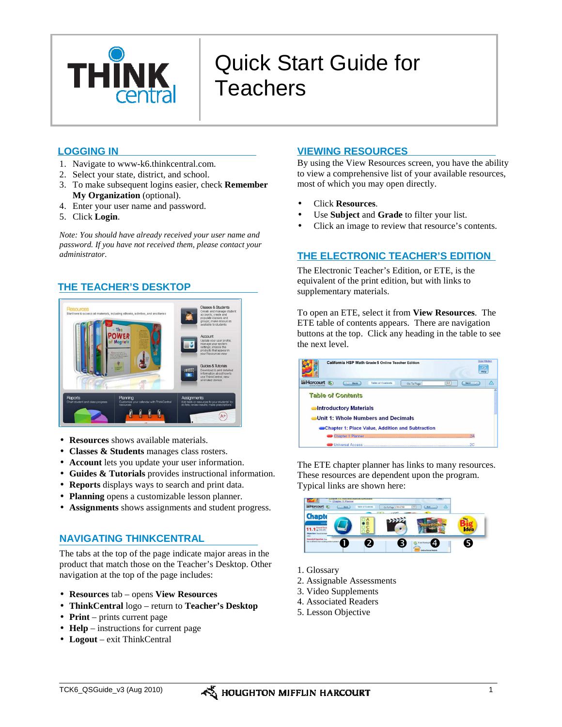# Quick Start Guide for Teachers

## LOGGING IN

1. Navigate to www-k6.thinkcentral.com.
2. Select your state, district, and school.
3. To make subsequent logins easier, check **Remember My Organization** (optional).
4. Enter your user name and password.
5. Click **Login**.

*Note: You should have already received your user name and password. If you have not received them, please contact your administrator.*

## THE TEACHER'S DESKTOP

- **Resources** shows available materials.
- **Classes & Students** manages class rosters.
- **Account** lets you update your user information.
- **Guides & Tutorials** provides instructional information.
- **Reports** displays ways to search and print data.
- **Planning** opens a customizable lesson planner.
- **Assignments** shows assignments and student progress.

## NAVIGATING THINKCENTRAL

The tabs at the top of the page indicate major areas in the product that match those on the Teacher's Desktop. Other navigation at the top of the page includes:

- **Resources** tab – opens **View Resources**
- **ThinkCentral** logo – return to **Teacher's Desktop**
- **Print** – prints current page
- **Help** – instructions for current page
- **Logout** – exit ThinkCentral

## VIEWING RESOURCES

By using the View Resources screen, you have the ability to view a comprehensive list of your available resources, most of which you may open directly.

- Click **Resources**.
- Use **Subject** and **Grade** to filter your list.
- Click an image to review that resource's contents.

## THE ELECTRONIC TEACHER'S EDITION

The Electronic Teacher's Edition, or ETE, is the equivalent of the print edition, but with links to supplementary materials.

To open an ETE, select it from **View Resources**. The ETE table of contents appears. There are navigation buttons at the top. Click any heading in the table to see the next level.

The ETE chapter planner has links to many resources. These resources are dependent upon the program. Typical links are shown here:

1. Glossary
2. Assignable Assessments
3. Video Supplements
4. Associated Readers
5. Lesson Objective

TCK6_QSGuide_v3 (Aug 2010)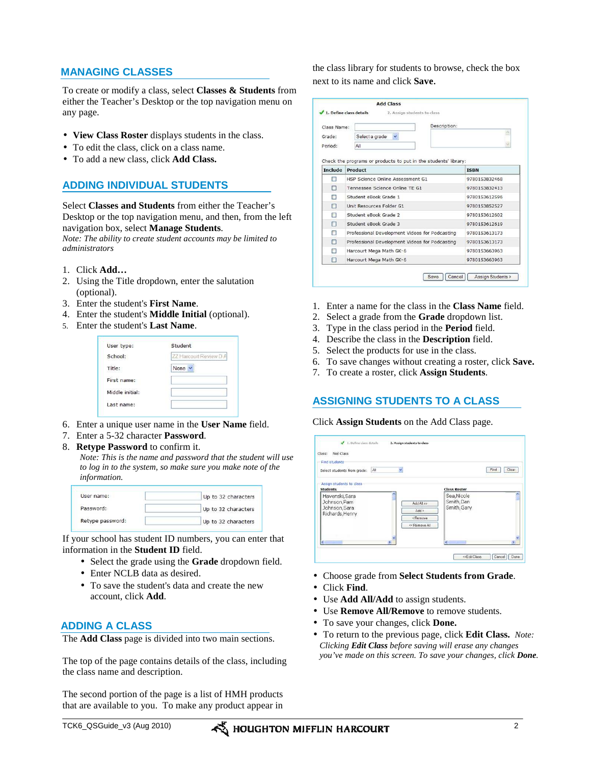## MANAGING CLASSES

To create or modify a class, select **Classes & Students** from either the Teacher's Desktop or the top navigation menu on any page.

- **View Class Roster** displays students in the class.
- To edit the class, click on a class name.
- To add a new class, click **Add Class.**

## ADDING INDIVIDUAL STUDENTS

Select **Classes and Students** from either the Teacher's Desktop or the top navigation menu, and then, from the left navigation box, select **Manage Students**.
*Note: The ability to create student accounts may be limited to administrators*

1. Click **Add…**
2. Using the Title dropdown, enter the salutation (optional).
3. Enter the student's **First Name**.
4. Enter the student's **Middle Initial** (optional).
5. Enter the student's **Last Name**.

| | |
|---|---|
| User type: | Student |
| School: | ZZ Harcourt Review D A |
| Title: | None |
| First name: | |
| Middle initial: | |
| Last name: | |

6. Enter a unique user name in the **User Name** field.
7. Enter a 5-32 character **Password**.
8. **Retype Password** to confirm it.
   *Note: This is the name and password that the student will use to log in to the system, so make sure you make note of the information.*

| | | |
|---|---|---|
| User name: | | Up to 32 characters |
| Password: | | Up to 32 characters |
| Retype password: | | Up to 32 characters |

If your school has student ID numbers, you can enter that information in the **Student ID** field.

- Select the grade using the **Grade** dropdown field.
- Enter NCLB data as desired.
- To save the student's data and create the new account, click **Add**.

## ADDING A CLASS

The **Add Class** page is divided into two main sections.

The top of the page contains details of the class, including the class name and description.

The second portion of the page is a list of HMH products that are available to you. To make any product appear in the class library for students to browse, check the box next to its name and click **Save.**

**Add Class**

✓ 1. Define class details — 2. Assign students to class

Class Name: — Description:
Grade: Select a grade
Period: All

Check the programs or products to put in the students' library:

| Include | Product | ISBN |
|---|---|---|
| ☐ | HSP Science Online Assessment G1 | 9780153832468 |
| ☐ | Tennessee Science Online TE G1 | 9780153832413 |
| ☐ | Student eBook Grade 1 | 9780153612596 |
| ☐ | Unit Resources Folder G1 | 9780153852527 |
| ☐ | Student eBook Grade 2 | 9780153612602 |
| ☐ | Student eBook Grade 3 | 9780153612619 |
| ☐ | Professional Development Videos for Podcasting | 9780153613173 |
| ☐ | Professional Development Videos for Podcasting | 9780153613173 |
| ☐ | Harcourt Mega Math GK-6 | 9780153663963 |
| ☐ | Harcourt Mega Math GK-6 | 9780153663963 |

Save | Cancel | Assign Students >

1. Enter a name for the class in the **Class Name** field.
2. Select a grade from the **Grade** dropdown list.
3. Type in the class period in the **Period** field.
4. Describe the class in the **Description** field.
5. Select the products for use in the class.
6. To save changes without creating a roster, click **Save.**
7. To create a roster, click **Assign Students**.

## ASSIGNING STUDENTS TO A CLASS

Click **Assign Students** on the Add Class page.

✓ 1. Define class details — 2. Assign students to class

Class: Neil Class

Find students
Select students from grade: All — Find | Clear

Assign students to class

| Students | | Class Roster |
|---|---|---|
| Havenski,Sara<br>Johnson,Pam<br>Johnson,Sara<br>Richards,Henry | Add All >><br>Add ><br>< Remove<br><< Remove All | Sea,Nicole<br>Smith,Dan<br>Smith,Gary |

<<Edit Class | Cancel | Done

- Choose grade from **Select Students from Grade**.
- Click **Find**.
- Use **Add All/Add** to assign students.
- Use **Remove All/Remove** to remove students.
- To save your changes, click **Done.**
- To return to the previous page, click **Edit Class.** *Note: Clicking **Edit Class** before saving will erase any changes you've made on this screen. To save your changes, click **Done**.*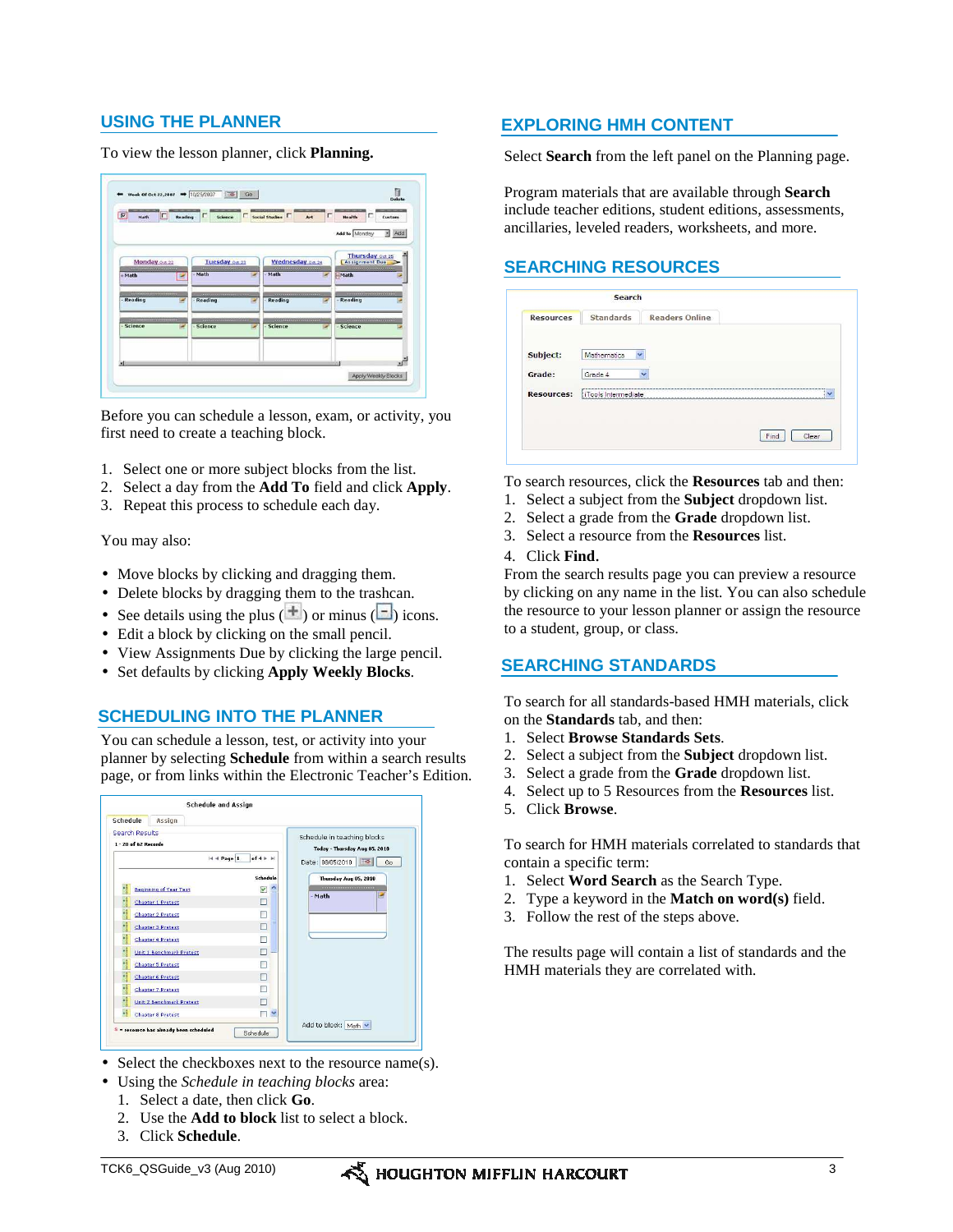## USING THE PLANNER

To view the lesson planner, click **Planning.**

Before you can schedule a lesson, exam, or activity, you first need to create a teaching block.

1. Select one or more subject blocks from the list.
2. Select a day from the **Add To** field and click **Apply**.
3. Repeat this process to schedule each day.

You may also:

- Move blocks by clicking and dragging them.
- Delete blocks by dragging them to the trashcan.
- See details using the plus (+) or minus (−) icons.
- Edit a block by clicking on the small pencil.
- View Assignments Due by clicking the large pencil.
- Set defaults by clicking **Apply Weekly Blocks**.

## SCHEDULING INTO THE PLANNER

You can schedule a lesson, test, or activity into your planner by selecting **Schedule** from within a search results page, or from links within the Electronic Teacher's Edition.

- Select the checkboxes next to the resource name(s).
- Using the *Schedule in teaching blocks* area:
  1. Select a date, then click **Go**.
  2. Use the **Add to block** list to select a block.
  3. Click **Schedule**.

## EXPLORING HMH CONTENT

Select **Search** from the left panel on the Planning page.

Program materials that are available through **Search** include teacher editions, student editions, assessments, ancillaries, leveled readers, worksheets, and more.

## SEARCHING RESOURCES

To search resources, click the **Resources** tab and then:

1. Select a subject from the **Subject** dropdown list.
2. Select a grade from the **Grade** dropdown list.
3. Select a resource from the **Resources** list.
4. Click **Find.**

From the search results page you can preview a resource by clicking on any name in the list. You can also schedule the resource to your lesson planner or assign the resource to a student, group, or class.

## SEARCHING STANDARDS

To search for all standards-based HMH materials, click on the **Standards** tab, and then:

1. Select **Browse Standards Sets**.
2. Select a subject from the **Subject** dropdown list.
3. Select a grade from the **Grade** dropdown list.
4. Select up to 5 Resources from the **Resources** list.
5. Click **Browse**.

To search for HMH materials correlated to standards that contain a specific term:

1. Select **Word Search** as the Search Type.
2. Type a keyword in the **Match on word(s)** field.
3. Follow the rest of the steps above.

The results page will contain a list of standards and the HMH materials they are correlated with.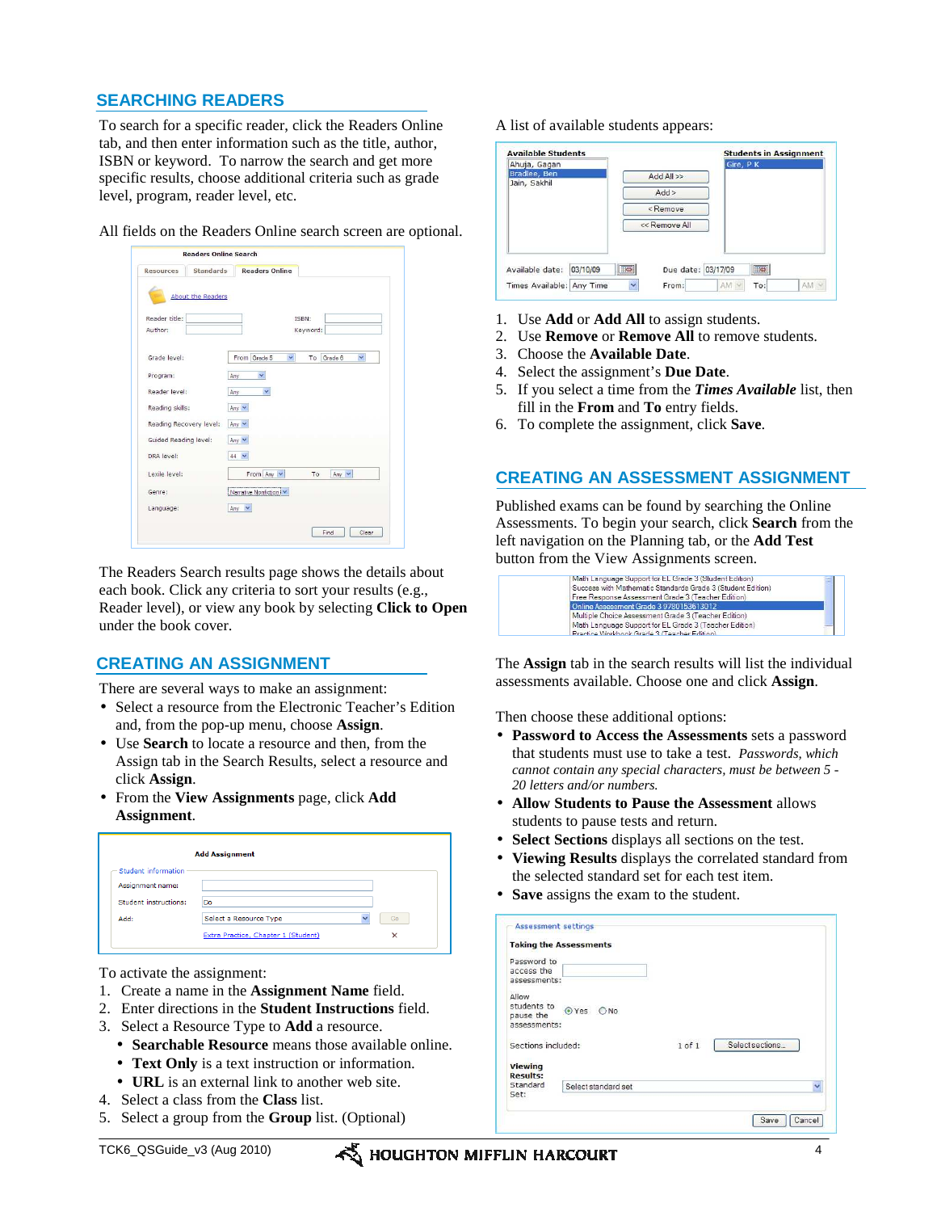## SEARCHING READERS

To search for a specific reader, click the Readers Online tab, and then enter information such as the title, author, ISBN or keyword. To narrow the search and get more specific results, choose additional criteria such as grade level, program, reader level, etc.

All fields on the Readers Online search screen are optional.

The Readers Search results page shows the details about each book. Click any criteria to sort your results (e.g., Reader level), or view any book by selecting **Click to Open** under the book cover.

## CREATING AN ASSIGNMENT

There are several ways to make an assignment:

- Select a resource from the Electronic Teacher's Edition and, from the pop-up menu, choose **Assign**.
- Use **Search** to locate a resource and then, from the Assign tab in the Search Results, select a resource and click **Assign**.
- From the **View Assignments** page, click **Add Assignment**.

To activate the assignment:

1. Create a name in the **Assignment Name** field.
2. Enter directions in the **Student Instructions** field.
3. Select a Resource Type to **Add** a resource.
   - **Searchable Resource** means those available online.
   - **Text Only** is a text instruction or information.
   - **URL** is an external link to another web site.
4. Select a class from the **Class** list.
5. Select a group from the **Group** list. (Optional)

A list of available students appears:

1. Use **Add** or **Add All** to assign students.
2. Use **Remove** or **Remove All** to remove students.
3. Choose the **Available Date**.
4. Select the assignment's **Due Date**.
5. If you select a time from the ***Times Available*** list, then fill in the **From** and **To** entry fields.
6. To complete the assignment, click **Save**.

## CREATING AN ASSESSMENT ASSIGNMENT

Published exams can be found by searching the Online Assessments. To begin your search, click **Search** from the left navigation on the Planning tab, or the **Add Test** button from the View Assignments screen.

The **Assign** tab in the search results will list the individual assessments available. Choose one and click **Assign**.

Then choose these additional options:

- **Password to Access the Assessments** sets a password that students must use to take a test. *Passwords, which cannot contain any special characters, must be between 5 - 20 letters and/or numbers.*
- **Allow Students to Pause the Assessment** allows students to pause tests and return.
- **Select Sections** displays all sections on the test.
- **Viewing Results** displays the correlated standard from the selected standard set for each test item.
- **Save** assigns the exam to the student.

TCK6_QSGuide_v3 (Aug 2010)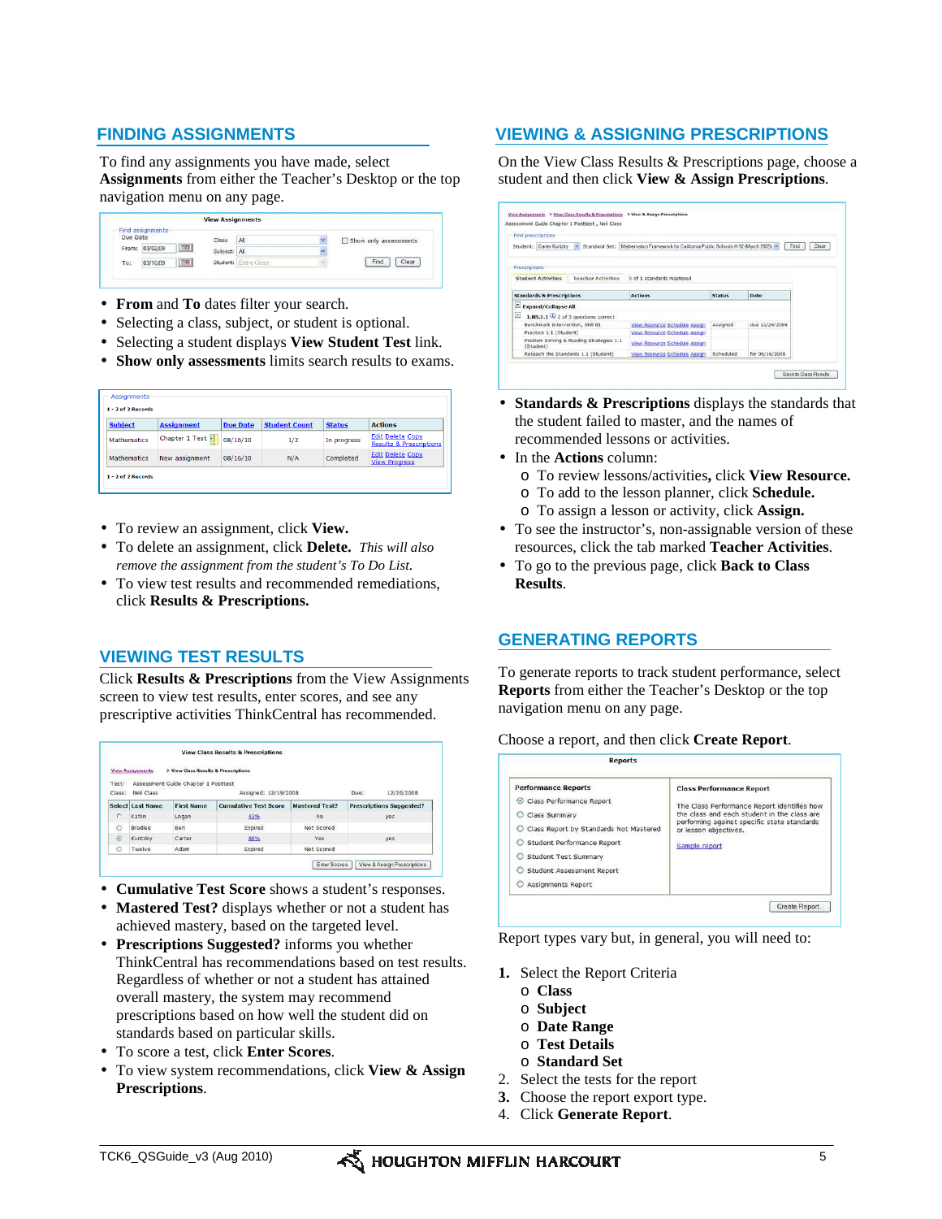## FINDING ASSIGNMENTS

To find any assignments you have made, select **Assignments** from either the Teacher's Desktop or the top navigation menu on any page.

- **From** and **To** dates filter your search.
- Selecting a class, subject, or student is optional.
- Selecting a student displays **View Student Test** link.
- **Show only assessments** limits search results to exams.

- To review an assignment, click **View.**
- To delete an assignment, click **Delete.** *This will also remove the assignment from the student's To Do List.*
- To view test results and recommended remediations, click **Results & Prescriptions.**

## VIEWING TEST RESULTS

Click **Results & Prescriptions** from the View Assignments screen to view test results, enter scores, and see any prescriptive activities ThinkCentral has recommended.

- **Cumulative Test Score** shows a student's responses.
- **Mastered Test?** displays whether or not a student has achieved mastery, based on the targeted level.
- **Prescriptions Suggested?** informs you whether ThinkCentral has recommendations based on test results. Regardless of whether or not a student has attained overall mastery, the system may recommend prescriptions based on how well the student did on standards based on particular skills.
- To score a test, click **Enter Scores**.
- To view system recommendations, click **View & Assign Prescriptions**.

## VIEWING & ASSIGNING PRESCRIPTIONS

On the View Class Results & Prescriptions page, choose a student and then click **View & Assign Prescriptions**.

- **Standards & Prescriptions** displays the standards that the student failed to master, and the names of recommended lessons or activities.
- In the **Actions** column:
  - To review lessons/activities**,** click **View Resource.**
  - To add to the lesson planner, click **Schedule.**
  - To assign a lesson or activity, click **Assign.**
- To see the instructor's, non-assignable version of these resources, click the tab marked **Teacher Activities**.
- To go to the previous page, click **Back to Class Results**.

## GENERATING REPORTS

To generate reports to track student performance, select **Reports** from either the Teacher's Desktop or the top navigation menu on any page.

Choose a report, and then click **Create Report**.

Report types vary but, in general, you will need to:

1. Select the Report Criteria
   - **Class**
   - **Subject**
   - **Date Range**
   - **Test Details**
   - **Standard Set**
2. Select the tests for the report
3. Choose the report export type.
4. Click **Generate Report**.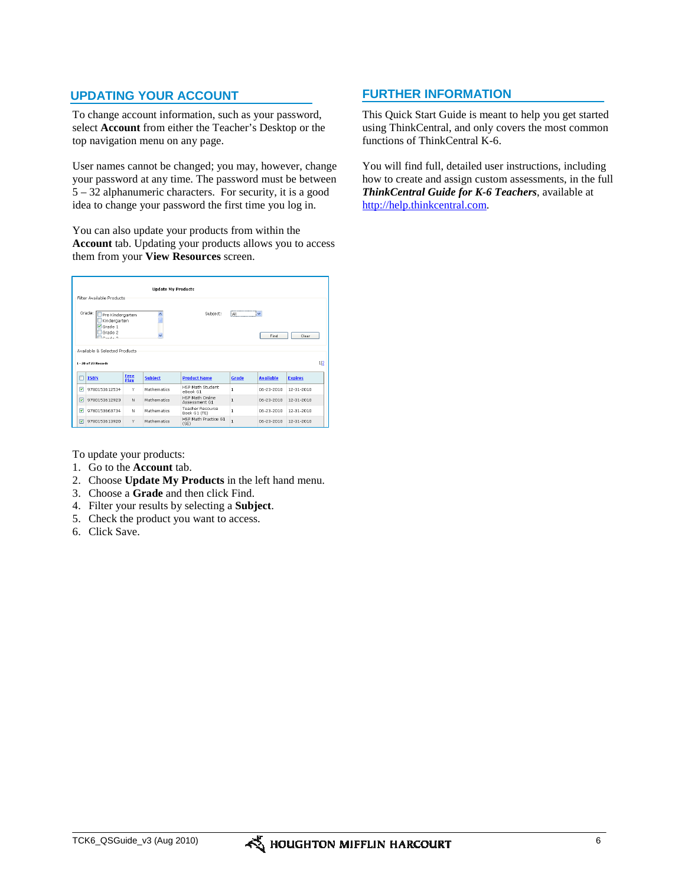## UPDATING YOUR ACCOUNT

To change account information, such as your password, select **Account** from either the Teacher's Desktop or the top navigation menu on any page.

User names cannot be changed; you may, however, change your password at any time. The password must be between 5 – 32 alphanumeric characters. For security, it is a good idea to change your password the first time you log in.

You can also update your products from within the **Account** tab. Updating your products allows you to access them from your **View Resources** screen.

Update My Products

Filter Available Products

Grade: Pre Kindergarten, Kindergarten, Grade 1, Grade 2

Subject: All

Find | Clear

Available & Selected Products

1 - 20 of 23 Records

1|2

| | ISBN | Free Play | Subject | Product Name | Grade | Available | Expires |
|---|---|---|---|---|---|---|---|
| ☑ | 9780153612534 | Y | Mathematics | HSP Math Student eBook G1 | 1 | 06-23-2010 | 12-31-2010 |
| ☑ | 9780153612923 | N | Mathematics | HSP Math Online Assessment G1 | 1 | 06-23-2010 | 12-31-2010 |
| ☑ | 9780153663734 | N | Mathematics | Teacher Resource Book G1 (TE) | 1 | 06-23-2010 | 12-31-2010 |
| ☑ | 9780153613920 | Y | Mathematics | HSP Math Practice G1 (SE) | 1 | 06-23-2010 | 12-31-2010 |

To update your products:

1. Go to the **Account** tab.
2. Choose **Update My Products** in the left hand menu.
3. Choose a **Grade** and then click Find.
4. Filter your results by selecting a **Subject**.
5. Check the product you want to access.
6. Click Save.

## FURTHER INFORMATION

This Quick Start Guide is meant to help you get started using ThinkCentral, and only covers the most common functions of ThinkCentral K-6.

You will find full, detailed user instructions, including how to create and assign custom assessments, in the full ***ThinkCentral Guide for K-6 Teachers***, available at http://help.thinkcentral.com.